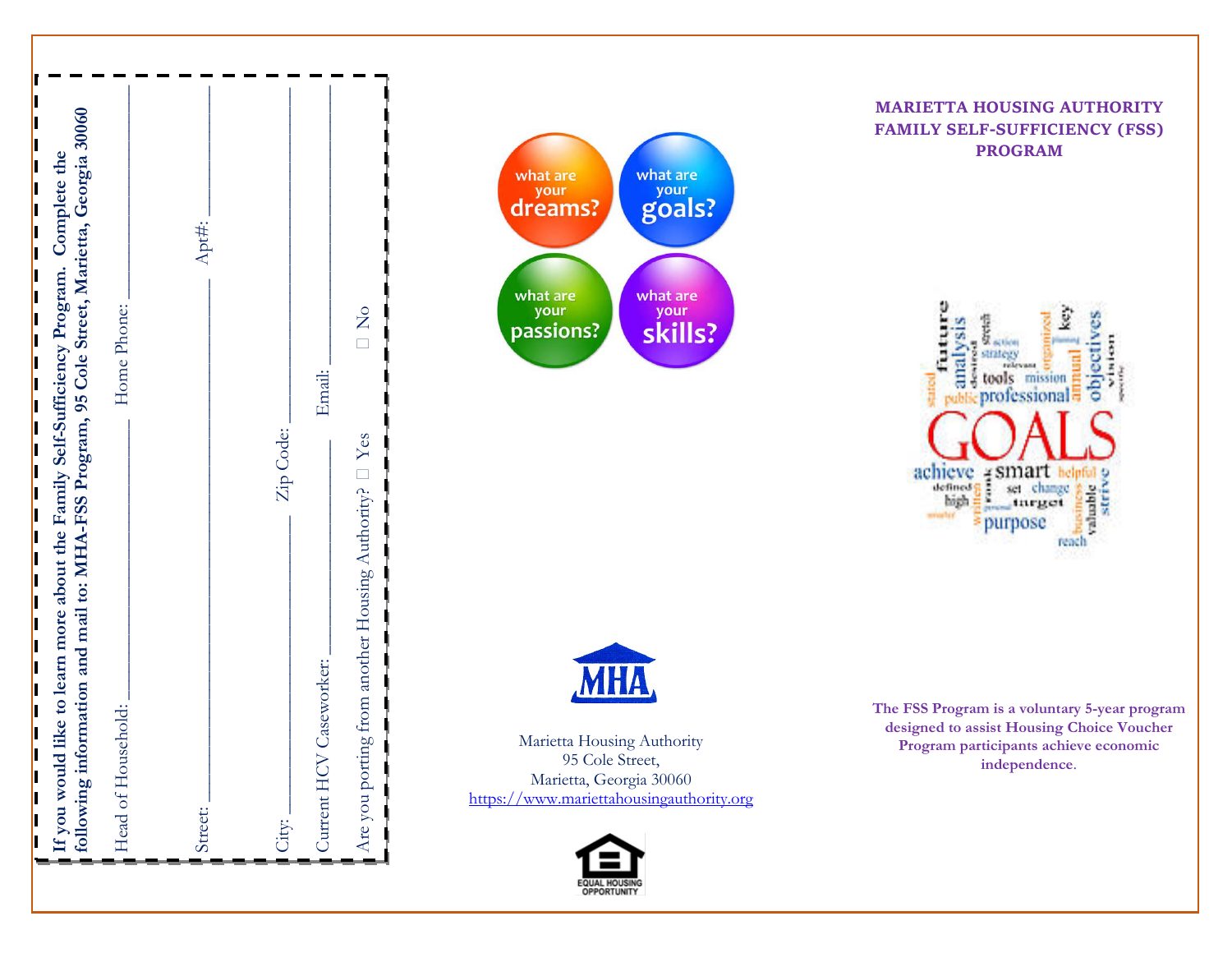If you would like to learn more about the Family Self-Sufficiency Program. Complete the following information and mail to: MHA-FSS Program, 95 Cole Street, Marietta, Georgia 30060

Head of Household: ______________________ Home Phone: ______________________

Street: ______________________ Apt#: ______________________

City: ______________________ Zip Code: ______________________

Current HCV Caseworker: ______________________ Email: ______________________

Are you porting from another Housing Authority? ☐ Yes ☐ No

what are your dreams? what are your goals? what are your passions? what are your skills?

MHA

Marietta Housing Authority
95 Cole Street,
Marietta, Georgia 30060
https://www.mariettahousingauthority.org

EQUAL HOUSING OPPORTUNITY

# MARIETTA HOUSING AUTHORITY FAMILY SELF-SUFFICIENCY (FSS) PROGRAM

**The FSS Program is a voluntary 5-year program designed to assist Housing Choice Voucher Program participants achieve economic independence.**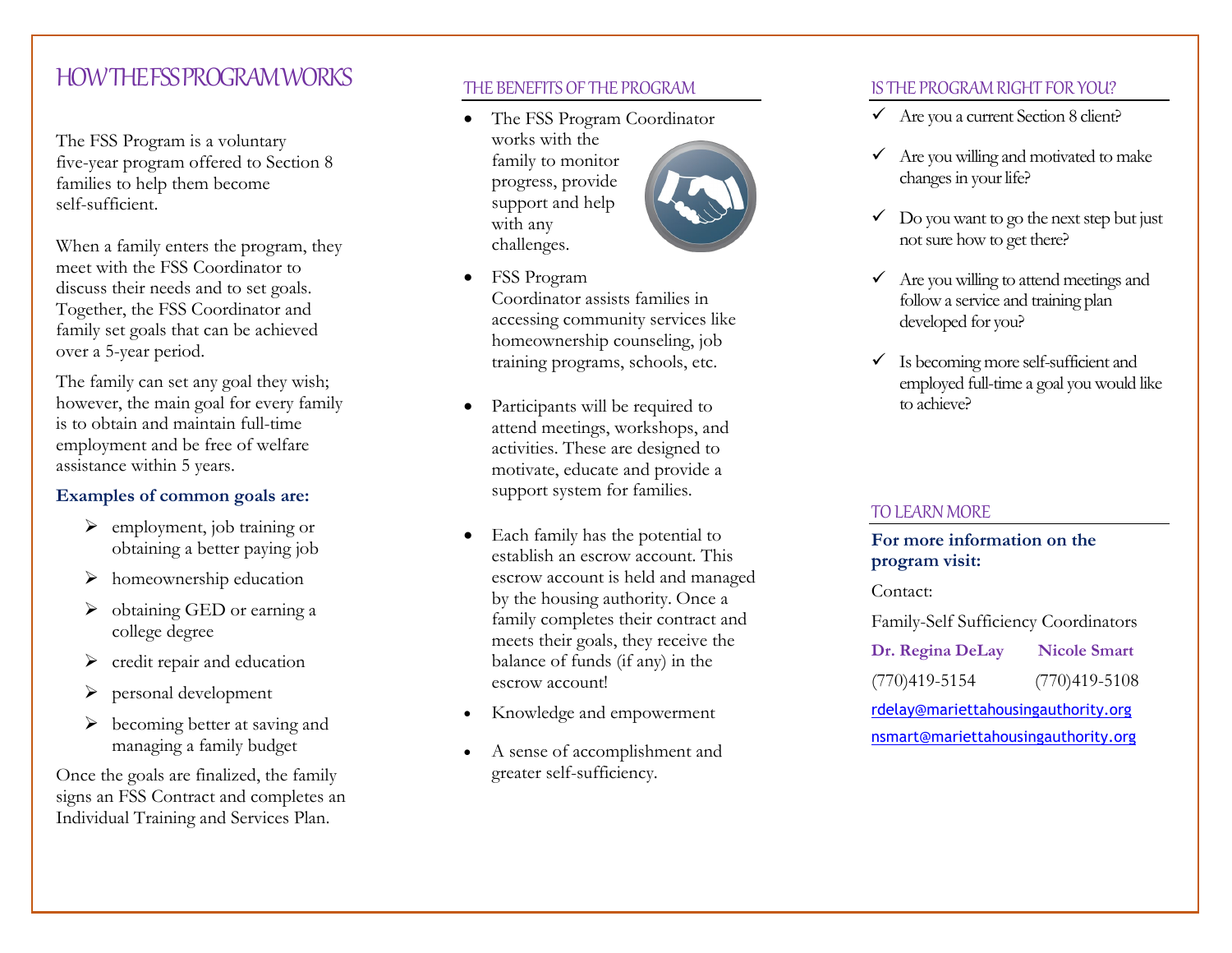# HOW THE FSS PROGRAM WORKS

The FSS Program is a voluntary five-year program offered to Section 8 families to help them become self-sufficient.

When a family enters the program, they meet with the FSS Coordinator to discuss their needs and to set goals. Together, the FSS Coordinator and family set goals that can be achieved over a 5-year period.

The family can set any goal they wish; however, the main goal for every family is to obtain and maintain full-time employment and be free of welfare assistance within 5 years.

**Examples of common goals are:**

- employment, job training or obtaining a better paying job
- homeownership education
- obtaining GED or earning a college degree
- credit repair and education
- personal development
- becoming better at saving and managing a family budget

Once the goals are finalized, the family signs an FSS Contract and completes an Individual Training and Services Plan.

## THE BENEFITS OF THE PROGRAM

- The FSS Program Coordinator works with the family to monitor progress, provide support and help with any challenges.
- FSS Program Coordinator assists families in accessing community services like homeownership counseling, job training programs, schools, etc.
- Participants will be required to attend meetings, workshops, and activities. These are designed to motivate, educate and provide a support system for families.
- Each family has the potential to establish an escrow account. This escrow account is held and managed by the housing authority. Once a family completes their contract and meets their goals, they receive the balance of funds (if any) in the escrow account!
- Knowledge and empowerment
- A sense of accomplishment and greater self-sufficiency.

## IS THE PROGRAM RIGHT FOR YOU?

- ✓ Are you a current Section 8 client?
- ✓ Are you willing and motivated to make changes in your life?
- ✓ Do you want to go the next step but just not sure how to get there?
- ✓ Are you willing to attend meetings and follow a service and training plan developed for you?
- ✓ Is becoming more self-sufficient and employed full-time a goal you would like to achieve?

## TO LEARN MORE

**For more information on the program visit:**

Contact:

Family-Self Sufficiency Coordinators

| Dr. Regina DeLay | Nicole Smart |
|---|---|
| (770)419-5154 | (770)419-5108 |

rdelay@mariettahousingauthority.org

nsmart@mariettahousingauthority.org